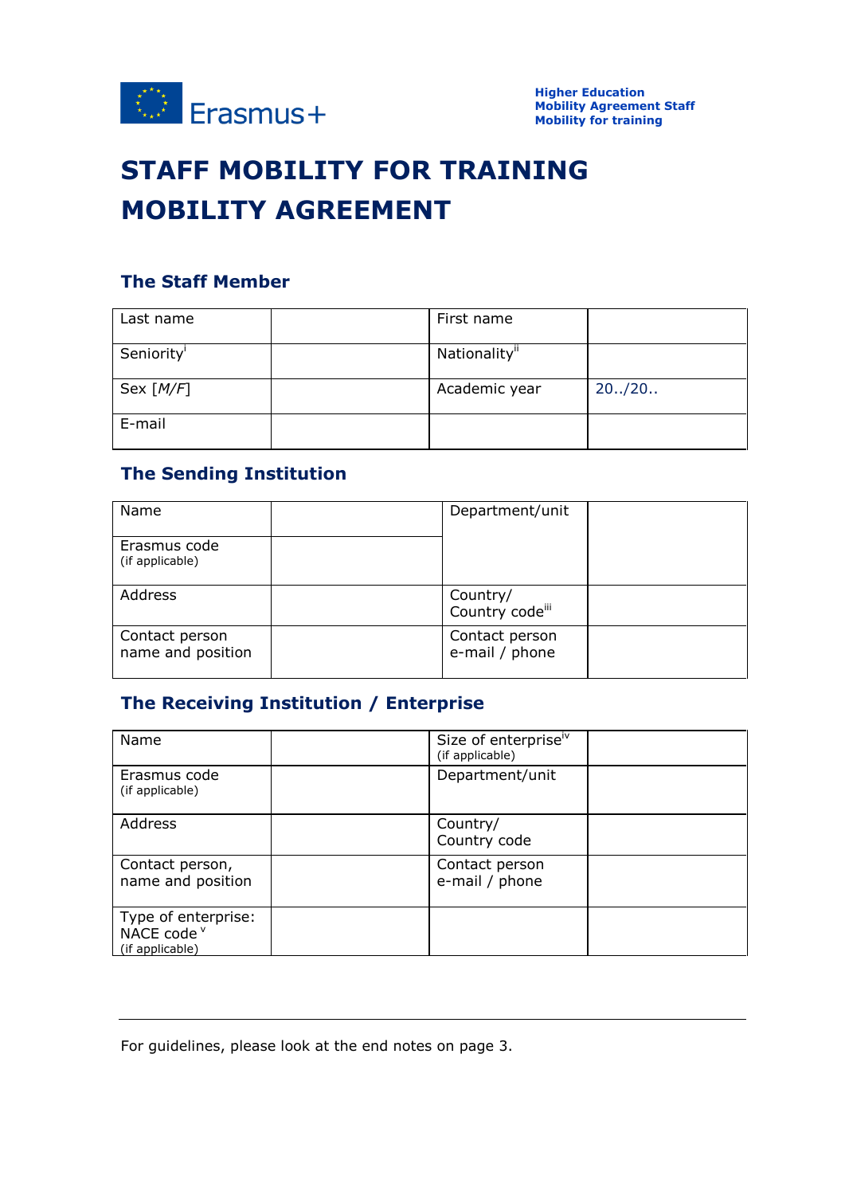Higher Education
Mobility Agreement Staff
Mobility for training

# STAFF MOBILITY FOR TRAINING MOBILITY AGREEMENT

## The Staff Member

| Last name | | First name | |
|---|---|---|---|
| Seniority[i] | | Nationality[ii] | |
| Sex [*M/F*] | | Academic year | 20../20.. |
| E-mail | | | |

## The Sending Institution

| Name | | Department/unit | |
|---|---|---|---|
| Erasmus code (if applicable) | | | |
| Address | | Country/ Country code[iii] | |
| Contact person name and position | | Contact person e-mail / phone | |

## The Receiving Institution / Enterprise

| Name | | Size of enterprise[iv] (if applicable) | |
|---|---|---|---|
| Erasmus code (if applicable) | | Department/unit | |
| Address | | Country/ Country code | |
| Contact person, name and position | | Contact person e-mail / phone | |
| Type of enterprise: NACE code [v] (if applicable) | | | |

For guidelines, please look at the end notes on page 3.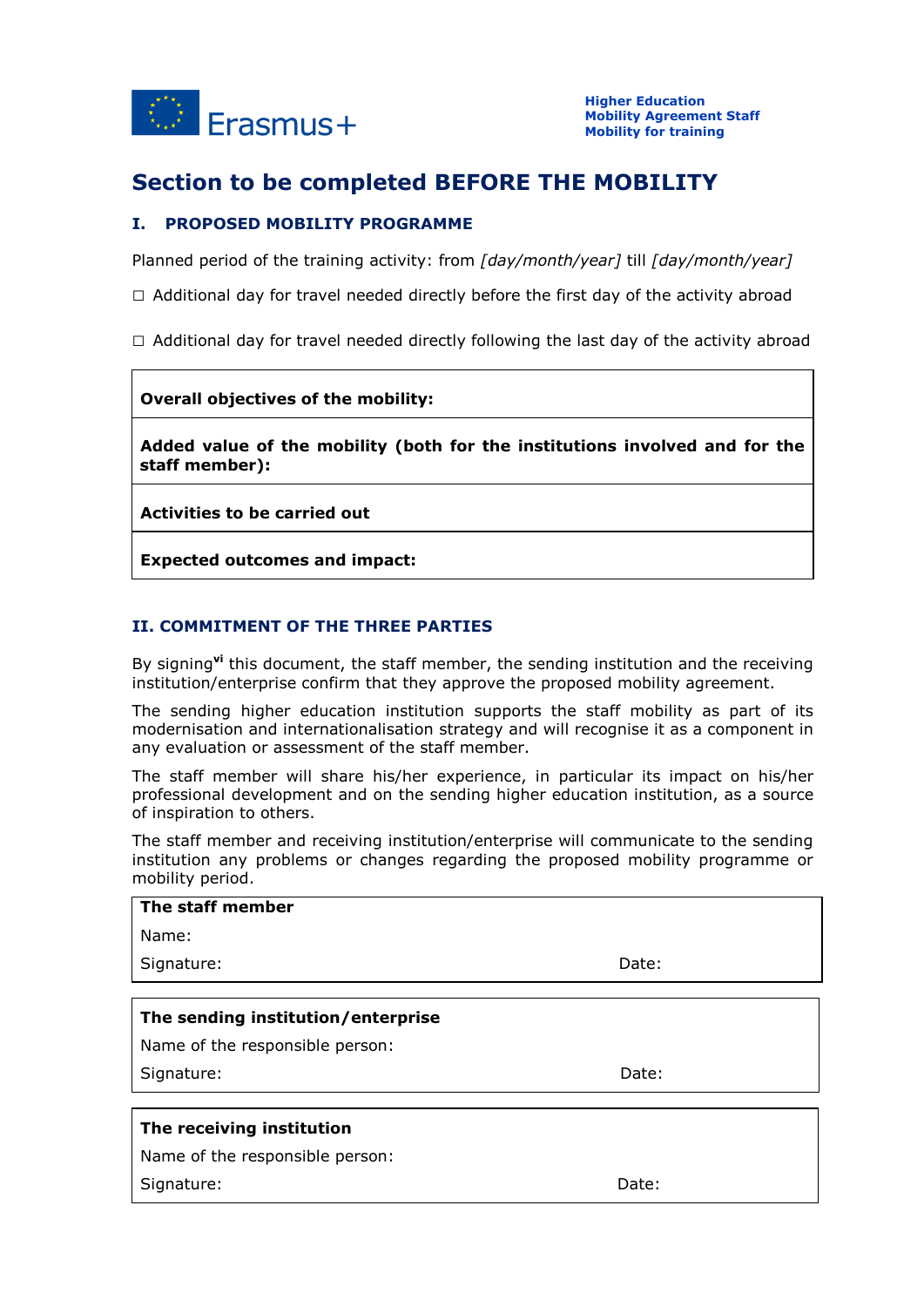**Higher Education**
**Mobility Agreement Staff**
**Mobility for training**

# Section to be completed BEFORE THE MOBILITY

## I. PROPOSED MOBILITY PROGRAMME

Planned period of the training activity: from *[day/month/year]* till *[day/month/year]*

☐ Additional day for travel needed directly before the first day of the activity abroad

☐ Additional day for travel needed directly following the last day of the activity abroad

| **Overall objectives of the mobility:** |
|---|
| **Added value of the mobility (both for the institutions involved and for the staff member):** |
| **Activities to be carried out** |
| **Expected outcomes and impact:** |

## II. COMMITMENT OF THE THREE PARTIES

By signing[vi] this document, the staff member, the sending institution and the receiving institution/enterprise confirm that they approve the proposed mobility agreement.

The sending higher education institution supports the staff mobility as part of its modernisation and internationalisation strategy and will recognise it as a component in any evaluation or assessment of the staff member.

The staff member will share his/her experience, in particular its impact on his/her professional development and on the sending higher education institution, as a source of inspiration to others.

The staff member and receiving institution/enterprise will communicate to the sending institution any problems or changes regarding the proposed mobility programme or mobility period.

| **The staff member** | |
|---|---|
| Name: | |
| Signature: | Date: |

| **The sending institution/enterprise** | |
|---|---|
| Name of the responsible person: | |
| Signature: | Date: |

| **The receiving institution** | |
|---|---|
| Name of the responsible person: | |
| Signature: | Date: |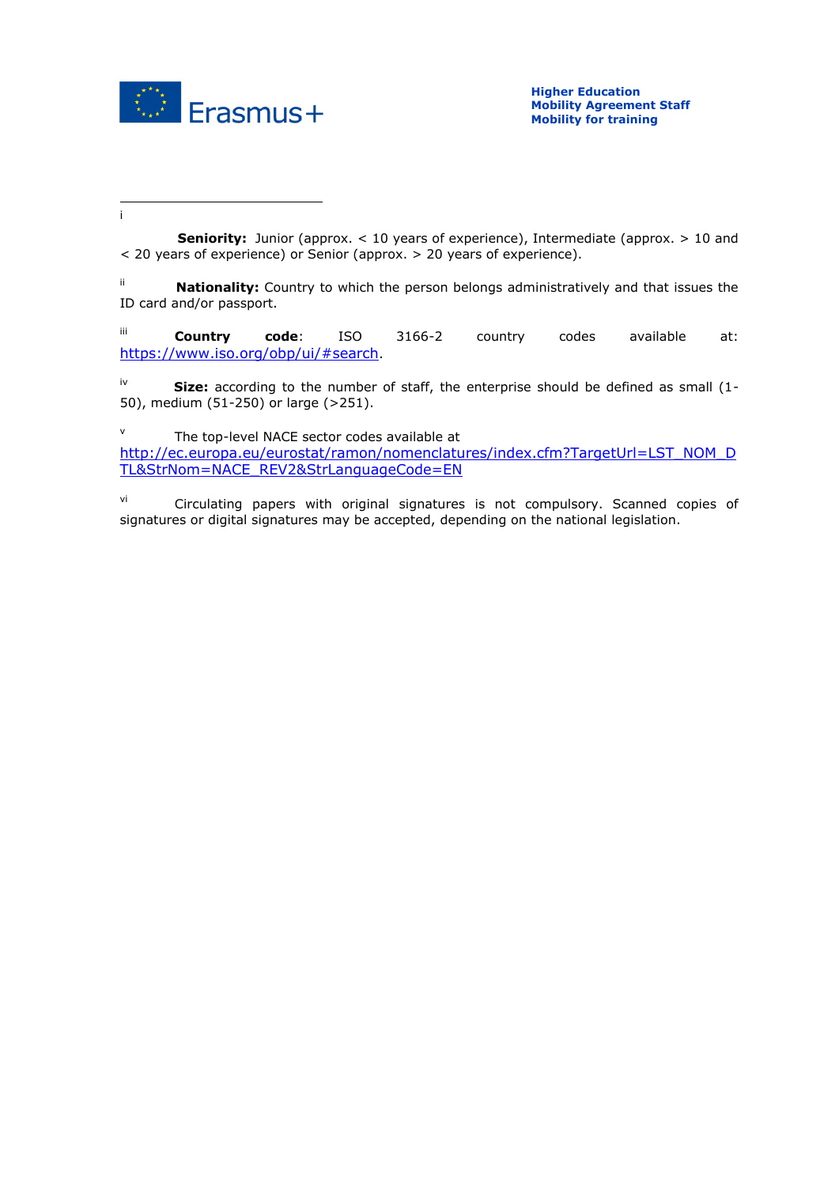---

[i] **Seniority:** Junior (approx. < 10 years of experience), Intermediate (approx. > 10 and < 20 years of experience) or Senior (approx. > 20 years of experience).

[ii] **Nationality:** Country to which the person belongs administratively and that issues the ID card and/or passport.

[iii] **Country code**: ISO 3166-2 country codes available at: https://www.iso.org/obp/ui/#search.

[iv] **Size:** according to the number of staff, the enterprise should be defined as small (1-50), medium (51-250) or large (>251).

[v] The top-level NACE sector codes available at http://ec.europa.eu/eurostat/ramon/nomenclatures/index.cfm?TargetUrl=LST_NOM_DTL&StrNom=NACE_REV2&StrLanguageCode=EN

[vi] Circulating papers with original signatures is not compulsory. Scanned copies of signatures or digital signatures may be accepted, depending on the national legislation.